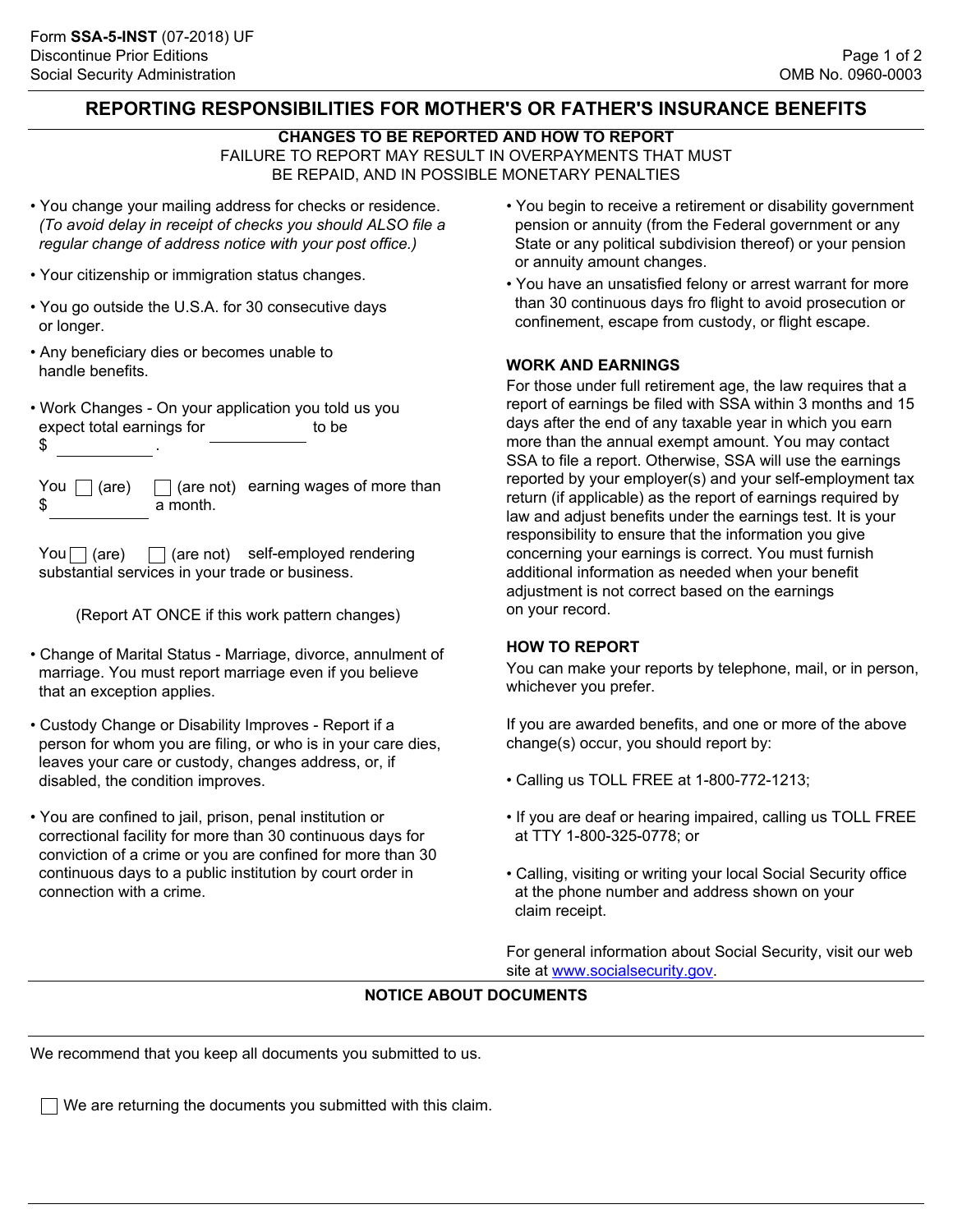Form **SSA-5-INST** (07-2018) UF
Discontinue Prior Editions
Social Security Administration

OMB No. 0960-0003

# REPORTING RESPONSIBILITIES FOR MOTHER'S OR FATHER'S INSURANCE BENEFITS

**CHANGES TO BE REPORTED AND HOW TO REPORT**

FAILURE TO REPORT MAY RESULT IN OVERPAYMENTS THAT MUST BE REPAID, AND IN POSSIBLE MONETARY PENALTIES

- You change your mailing address for checks or residence. *(To avoid delay in receipt of checks you should ALSO file a regular change of address notice with your post office.)*
- Your citizenship or immigration status changes.
- You go outside the U.S.A. for 30 consecutive days or longer.
- Any beneficiary dies or becomes unable to handle benefits.
- Work Changes - On your application you told us you expect total earnings for ____________ to be $ ____________.

  You ☐ (are) ☐ (are not) earning wages of more than $ ____________ a month.

  You ☐ (are) ☐ (are not) self-employed rendering substantial services in your trade or business.

  (Report AT ONCE if this work pattern changes)

- Change of Marital Status - Marriage, divorce, annulment of marriage. You must report marriage even if you believe that an exception applies.
- Custody Change or Disability Improves - Report if a person for whom you are filing, or who is in your care dies, leaves your care or custody, changes address, or, if disabled, the condition improves.
- You are confined to jail, prison, penal institution or correctional facility for more than 30 continuous days for conviction of a crime or you are confined for more than 30 continuous days to a public institution by court order in connection with a crime.
- You begin to receive a retirement or disability government pension or annuity (from the Federal government or any State or any political subdivision thereof) or your pension or annuity amount changes.
- You have an unsatisfied felony or arrest warrant for more than 30 continuous days fro flight to avoid prosecution or confinement, escape from custody, or flight escape.

## WORK AND EARNINGS

For those under full retirement age, the law requires that a report of earnings be filed with SSA within 3 months and 15 days after the end of any taxable year in which you earn more than the annual exempt amount. You may contact SSA to file a report. Otherwise, SSA will use the earnings reported by your employer(s) and your self-employment tax return (if applicable) as the report of earnings required by law and adjust benefits under the earnings test. It is your responsibility to ensure that the information you give concerning your earnings is correct. You must furnish additional information as needed when your benefit adjustment is not correct based on the earnings on your record.

## HOW TO REPORT

You can make your reports by telephone, mail, or in person, whichever you prefer.

If you are awarded benefits, and one or more of the above change(s) occur, you should report by:

- Calling us TOLL FREE at 1-800-772-1213;
- If you are deaf or hearing impaired, calling us TOLL FREE at TTY 1-800-325-0778; or
- Calling, visiting or writing your local Social Security office at the phone number and address shown on your claim receipt.

For general information about Social Security, visit our web site at www.socialsecurity.gov.

## NOTICE ABOUT DOCUMENTS

We recommend that you keep all documents you submitted to us.

☐ We are returning the documents you submitted with this claim.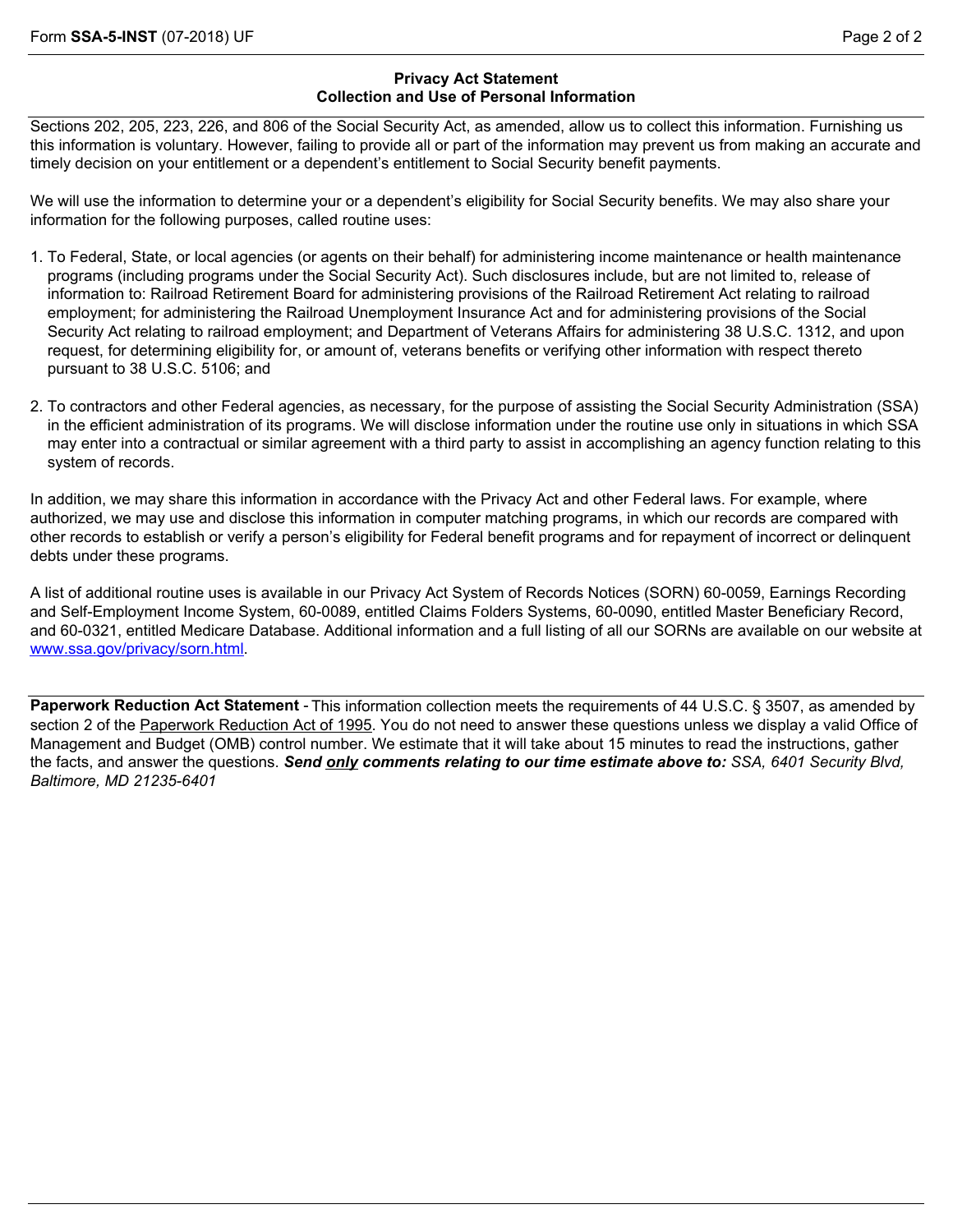### Privacy Act Statement
### Collection and Use of Personal Information

Sections 202, 205, 223, 226, and 806 of the Social Security Act, as amended, allow us to collect this information. Furnishing us this information is voluntary. However, failing to provide all or part of the information may prevent us from making an accurate and timely decision on your entitlement or a dependent's entitlement to Social Security benefit payments.

We will use the information to determine your or a dependent's eligibility for Social Security benefits. We may also share your information for the following purposes, called routine uses:

1. To Federal, State, or local agencies (or agents on their behalf) for administering income maintenance or health maintenance programs (including programs under the Social Security Act). Such disclosures include, but are not limited to, release of information to: Railroad Retirement Board for administering provisions of the Railroad Retirement Act relating to railroad employment; for administering the Railroad Unemployment Insurance Act and for administering provisions of the Social Security Act relating to railroad employment; and Department of Veterans Affairs for administering 38 U.S.C. 1312, and upon request, for determining eligibility for, or amount of, veterans benefits or verifying other information with respect thereto pursuant to 38 U.S.C. 5106; and

2. To contractors and other Federal agencies, as necessary, for the purpose of assisting the Social Security Administration (SSA) in the efficient administration of its programs. We will disclose information under the routine use only in situations in which SSA may enter into a contractual or similar agreement with a third party to assist in accomplishing an agency function relating to this system of records.

In addition, we may share this information in accordance with the Privacy Act and other Federal laws. For example, where authorized, we may use and disclose this information in computer matching programs, in which our records are compared with other records to establish or verify a person's eligibility for Federal benefit programs and for repayment of incorrect or delinquent debts under these programs.

A list of additional routine uses is available in our Privacy Act System of Records Notices (SORN) 60-0059, Earnings Recording and Self-Employment Income System, 60-0089, entitled Claims Folders Systems, 60-0090, entitled Master Beneficiary Record, and 60-0321, entitled Medicare Database. Additional information and a full listing of all our SORNs are available on our website at www.ssa.gov/privacy/sorn.html.

**Paperwork Reduction Act Statement** - This information collection meets the requirements of 44 U.S.C. § 3507, as amended by section 2 of the Paperwork Reduction Act of 1995. You do not need to answer these questions unless we display a valid Office of Management and Budget (OMB) control number. We estimate that it will take about 15 minutes to read the instructions, gather the facts, and answer the questions. ***Send only comments relating to our time estimate above to:*** *SSA, 6401 Security Blvd, Baltimore, MD 21235-6401*